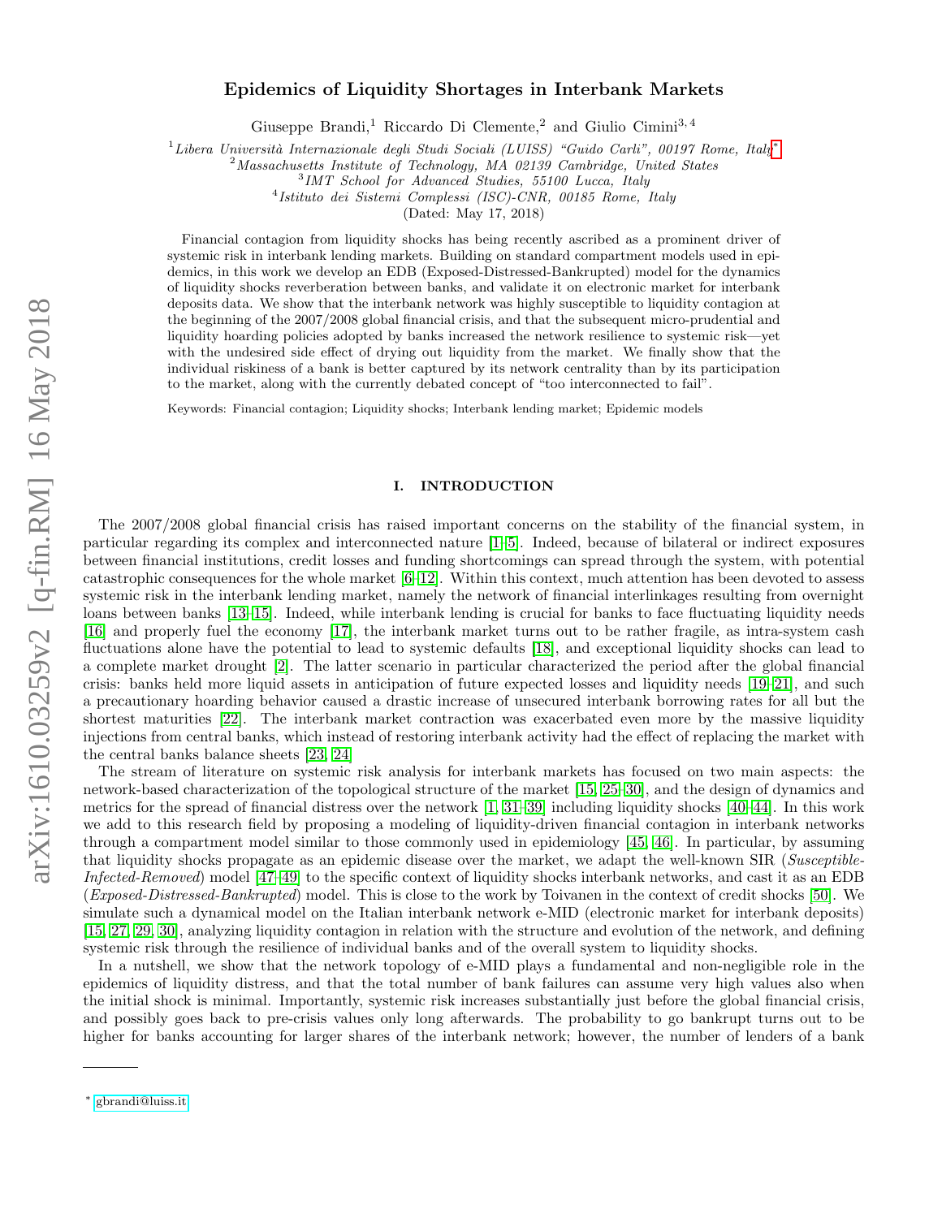# Epidemics of Liquidity Shortages in Interbank Markets

Giuseppe Brandi,[1] Riccardo Di Clemente,[2] and Giulio Cimini[3,4]

[1] *Libera Università Internazionale degli Studi Sociali (LUISS) "Guido Carli", 00197 Rome, Italy*[*]
[2] *Massachusetts Institute of Technology, MA 02139 Cambridge, United States*
[3] *IMT School for Advanced Studies, 55100 Lucca, Italy*
[4] *Istituto dei Sistemi Complessi (ISC)-CNR, 00185 Rome, Italy*

(Dated: May 17, 2018)

Financial contagion from liquidity shocks has being recently ascribed as a prominent driver of systemic risk in interbank lending markets. Building on standard compartment models used in epidemics, in this work we develop an EDB (Exposed-Distressed-Bankrupted) model for the dynamics of liquidity shocks reverberation between banks, and validate it on electronic market for interbank deposits data. We show that the interbank network was highly susceptible to liquidity contagion at the beginning of the 2007/2008 global financial crisis, and that the subsequent micro-prudential and liquidity hoarding policies adopted by banks increased the network resilience to systemic risk—yet with the undesired side effect of drying out liquidity from the market. We finally show that the individual riskiness of a bank is better captured by its network centrality than by its participation to the market, along with the currently debated concept of "too interconnected to fail".

Keywords: Financial contagion; Liquidity shocks; Interbank lending market; Epidemic models

## I. INTRODUCTION

The 2007/2008 global financial crisis has raised important concerns on the stability of the financial system, in particular regarding its complex and interconnected nature [1–5]. Indeed, because of bilateral or indirect exposures between financial institutions, credit losses and funding shortcomings can spread through the system, with potential catastrophic consequences for the whole market [6–12]. Within this context, much attention has been devoted to assess systemic risk in the interbank lending market, namely the network of financial interlinkages resulting from overnight loans between banks [13–15]. Indeed, while interbank lending is crucial for banks to face fluctuating liquidity needs [16] and properly fuel the economy [17], the interbank market turns out to be rather fragile, as intra-system cash fluctuations alone have the potential to lead to systemic defaults [18], and exceptional liquidity shocks can lead to a complete market drought [2]. The latter scenario in particular characterized the period after the global financial crisis: banks held more liquid assets in anticipation of future expected losses and liquidity needs [19–21], and such a precautionary hoarding behavior caused a drastic increase of unsecured interbank borrowing rates for all but the shortest maturities [22]. The interbank market contraction was exacerbated even more by the massive liquidity injections from central banks, which instead of restoring interbank activity had the effect of replacing the market with the central banks balance sheets [23, 24].

The stream of literature on systemic risk analysis for interbank markets has focused on two main aspects: the network-based characterization of the topological structure of the market [15, 25–30], and the design of dynamics and metrics for the spread of financial distress over the network [1, 31–39] including liquidity shocks [40–44]. In this work we add to this research field by proposing a modeling of liquidity-driven financial contagion in interbank networks through a compartment model similar to those commonly used in epidemiology [45, 46]. In particular, by assuming that liquidity shocks propagate as an epidemic disease over the market, we adapt the well-known SIR (*Susceptible-Infected-Removed*) model [47–49] to the specific context of liquidity shocks interbank networks, and cast it as an EDB (*Exposed-Distressed-Bankrupted*) model. This is close to the work by Toivanen in the context of credit shocks [50]. We simulate such a dynamical model on the Italian interbank network e-MID (electronic market for interbank deposits) [15, 27, 29, 30], analyzing liquidity contagion in relation with the structure and evolution of the network, and defining systemic risk through the resilience of individual banks and of the overall system to liquidity shocks.

In a nutshell, we show that the network topology of e-MID plays a fundamental and non-negligible role in the epidemics of liquidity distress, and that the total number of bank failures can assume very high values also when the initial shock is minimal. Importantly, systemic risk increases substantially just before the global financial crisis, and possibly goes back to pre-crisis values only long afterwards. The probability to go bankrupt turns out to be higher for banks accounting for larger shares of the interbank network; however, the number of lenders of a bank

[*] gbrandi@luiss.it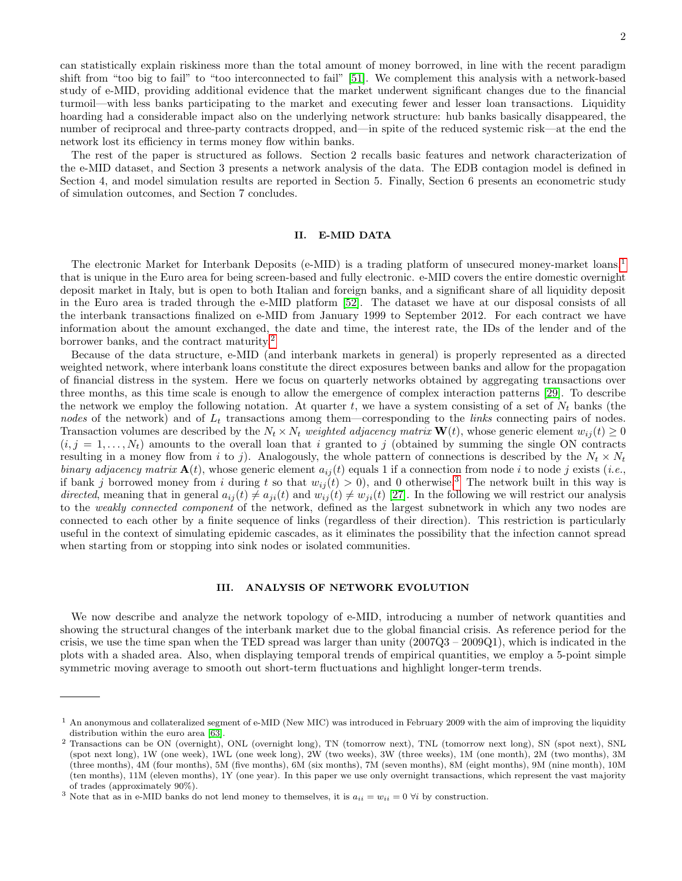can statistically explain riskiness more than the total amount of money borrowed, in line with the recent paradigm shift from "too big to fail" to "too interconnected to fail" [51]. We complement this analysis with a network-based study of e-MID, providing additional evidence that the market underwent significant changes due to the financial turmoil—with less banks participating to the market and executing fewer and lesser loan transactions. Liquidity hoarding had a considerable impact also on the underlying network structure: hub banks basically disappeared, the number of reciprocal and three-party contracts dropped, and—in spite of the reduced systemic risk—at the end the network lost its efficiency in terms money flow within banks.

The rest of the paper is structured as follows. Section 2 recalls basic features and network characterization of the e-MID dataset, and Section 3 presents a network analysis of the data. The EDB contagion model is defined in Section 4, and model simulation results are reported in Section 5. Finally, Section 6 presents an econometric study of simulation outcomes, and Section 7 concludes.

## II. E-MID DATA

The electronic Market for Interbank Deposits (e-MID) is a trading platform of unsecured money-market loans,[1] that is unique in the Euro area for being screen-based and fully electronic. e-MID covers the entire domestic overnight deposit market in Italy, but is open to both Italian and foreign banks, and a significant share of all liquidity deposit in the Euro area is traded through the e-MID platform [52]. The dataset we have at our disposal consists of all the interbank transactions finalized on e-MID from January 1999 to September 2012. For each contract we have information about the amount exchanged, the date and time, the interest rate, the IDs of the lender and of the borrower banks, and the contract maturity.[2]

Because of the data structure, e-MID (and interbank markets in general) is properly represented as a directed weighted network, where interbank loans constitute the direct exposures between banks and allow for the propagation of financial distress in the system. Here we focus on quarterly networks obtained by aggregating transactions over three months, as this time scale is enough to allow the emergence of complex interaction patterns [29]. To describe the network we employ the following notation. At quarter $t$, we have a system consisting of a set of $N_t$ banks (the *nodes* of the network) and of $L_t$ transactions among them—corresponding to the *links* connecting pairs of nodes. Transaction volumes are described by the $N_t \times N_t$ *weighted adjacency matrix* $\mathbf{W}(t)$, whose generic element $w_{ij}(t) \geq 0$ $(i, j = 1, \ldots, N_t)$ amounts to the overall loan that $i$ granted to $j$ (obtained by summing the single ON contracts resulting in a money flow from $i$ to $j$). Analogously, the whole pattern of connections is described by the $N_t \times N_t$ *binary adjacency matrix* $\mathbf{A}(t)$, whose generic element $a_{ij}(t)$ equals 1 if a connection from node $i$ to node $j$ exists (*i.e.*, if bank $j$ borrowed money from $i$ during $t$ so that $w_{ij}(t) > 0$), and 0 otherwise.[3] The network built in this way is *directed*, meaning that in general $a_{ij}(t) \neq a_{ji}(t)$ and $w_{ij}(t) \neq w_{ji}(t)$ [27]. In the following we will restrict our analysis to the *weakly connected component* of the network, defined as the largest subnetwork in which any two nodes are connected to each other by a finite sequence of links (regardless of their direction). This restriction is particularly useful in the context of simulating epidemic cascades, as it eliminates the possibility that the infection cannot spread when starting from or stopping into sink nodes or isolated communities.

## III. ANALYSIS OF NETWORK EVOLUTION

We now describe and analyze the network topology of e-MID, introducing a number of network quantities and showing the structural changes of the interbank market due to the global financial crisis. As reference period for the crisis, we use the time span when the TED spread was larger than unity (2007Q3 – 2009Q1), which is indicated in the plots with a shaded area. Also, when displaying temporal trends of empirical quantities, we employ a 5-point simple symmetric moving average to smooth out short-term fluctuations and highlight longer-term trends.

---

[1] An anonymous and collateralized segment of e-MID (New MIC) was introduced in February 2009 with the aim of improving the liquidity distribution within the euro area [63].

[2] Transactions can be ON (overnight), ONL (overnight long), TN (tomorrow next), TNL (tomorrow next long), SN (spot next), SNL (spot next long), 1W (one week), 1WL (one week long), 2W (two weeks), 3W (three weeks), 1M (one month), 2M (two months), 3M (three months), 4M (four months), 5M (five months), 6M (six months), 7M (seven months), 8M (eight months), 9M (nine month), 10M (ten months), 11M (eleven months), 1Y (one year). In this paper we use only overnight transactions, which represent the vast majority of trades (approximately 90%).

[3] Note that as in e-MID banks do not lend money to themselves, it is $a_{ii} = w_{ii} = 0$ $\forall i$ by construction.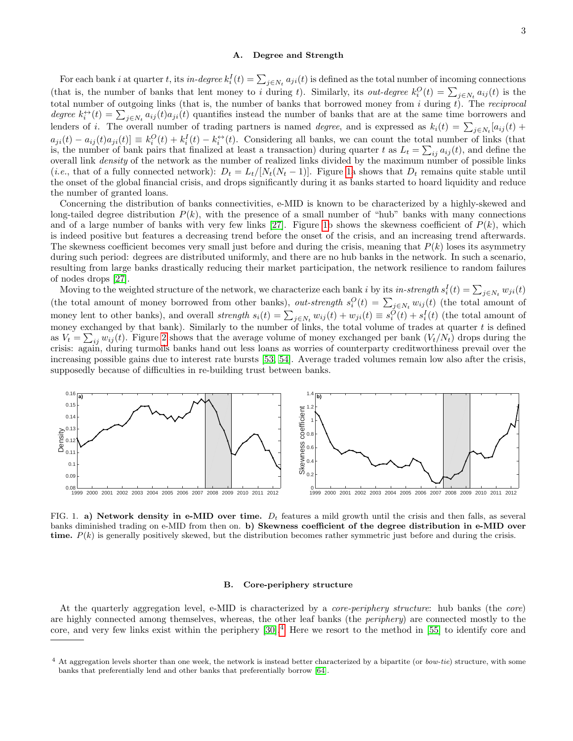### A. Degree and Strength

For each bank $i$ at quarter $t$, its *in-degree* $k_i^I(t) = \sum_{j \in N_t} a_{ji}(t)$ is defined as the total number of incoming connections (that is, the number of banks that lent money to $i$ during $t$). Similarly, its *out-degree* $k_i^O(t) = \sum_{j \in N_t} a_{ij}(t)$ is the total number of outgoing links (that is, the number of banks that borrowed money from $i$ during $t$). The *reciprocal degree* $k_i^{\leftrightarrow}(t) = \sum_{j \in N_t} a_{ij}(t) a_{ji}(t)$ quantifies instead the number of banks that are at the same time borrowers and lenders of $i$. The overall number of trading partners is named *degree*, and is expressed as $k_i(t) = \sum_{j \in N_t} [a_{ij}(t) + a_{ji}(t) - a_{ij}(t)a_{ji}(t)] \equiv k_i^O(t) + k_i^I(t) - k_i^{\leftrightarrow}(t)$. Considering all banks, we can count the total number of links (that is, the number of bank pairs that finalized at least a transaction) during quarter $t$ as $L_t = \sum_{ij} a_{ij}(t)$, and define the overall link *density* of the network as the number of realized links divided by the maximum number of possible links (*i.e.*, that of a fully connected network): $D_t = L_t/[N_t(N_t - 1)]$. Figure 1a shows that $D_t$ remains quite stable until the onset of the global financial crisis, and drops significantly during it as banks started to hoard liquidity and reduce the number of granted loans.

Concerning the distribution of banks connectivities, e-MID is known to be characterized by a highly-skewed and long-tailed degree distribution $P(k)$, with the presence of a small number of "hub" banks with many connections and of a large number of banks with very few links [27]. Figure 1b shows the skewness coefficient of $P(k)$, which is indeed positive but features a decreasing trend before the onset of the crisis, and an increasing trend afterwards. The skewness coefficient becomes very small just before and during the crisis, meaning that $P(k)$ loses its asymmetry during such period: degrees are distributed uniformly, and there are no hub banks in the network. In such a scenario, resulting from large banks drastically reducing their market participation, the network resilience to random failures of nodes drops [27].

Moving to the weighted structure of the network, we characterize each bank $i$ by its *in-strength* $s_i^I(t) = \sum_{j \in N_t} w_{ji}(t)$ (the total amount of money borrowed from other banks), *out-strength* $s_i^O(t) = \sum_{j \in N_t} w_{ij}(t)$ (the total amount of money lent to other banks), and overall *strength* $s_i(t) = \sum_{j \in N_t} w_{ij}(t) + w_{ji}(t) \equiv s_i^O(t) + s_i^I(t)$ (the total amount of money exchanged by that bank). Similarly to the number of links, the total volume of trades at quarter $t$ is defined as $V_t = \sum_{ij} w_{ij}(t)$. Figure 2 shows that the average volume of money exchanged per bank ($V_t/N_t$) drops during the crisis: again, during turmoils banks hand out less loans as worries of counterparty creditworthiness prevail over the increasing possible gains due to interest rate bursts [53, 54]. Average traded volumes remain low also after the crisis, supposedly because of difficulties in re-building trust between banks.

FIG. 1. **a) Network density in e-MID over time.** $D_t$ features a mild growth until the crisis and then falls, as several banks diminished trading on e-MID from then on. **b) Skewness coefficient of the degree distribution in e-MID over time.** $P(k)$ is generally positively skewed, but the distribution becomes rather symmetric just before and during the crisis.

### B. Core-periphery structure

At the quarterly aggregation level, e-MID is characterized by a *core-periphery structure*: hub banks (the *core*) are highly connected among themselves, whereas, the other leaf banks (the *periphery*) are connected mostly to the core, and very few links exist within the periphery [30].[4] Here we resort to the method in [55] to identify core and

[4] At aggregation levels shorter than one week, the network is instead better characterized by a bipartite (or *bow-tie*) structure, with some banks that preferentially lend and other banks that preferentially borrow [64].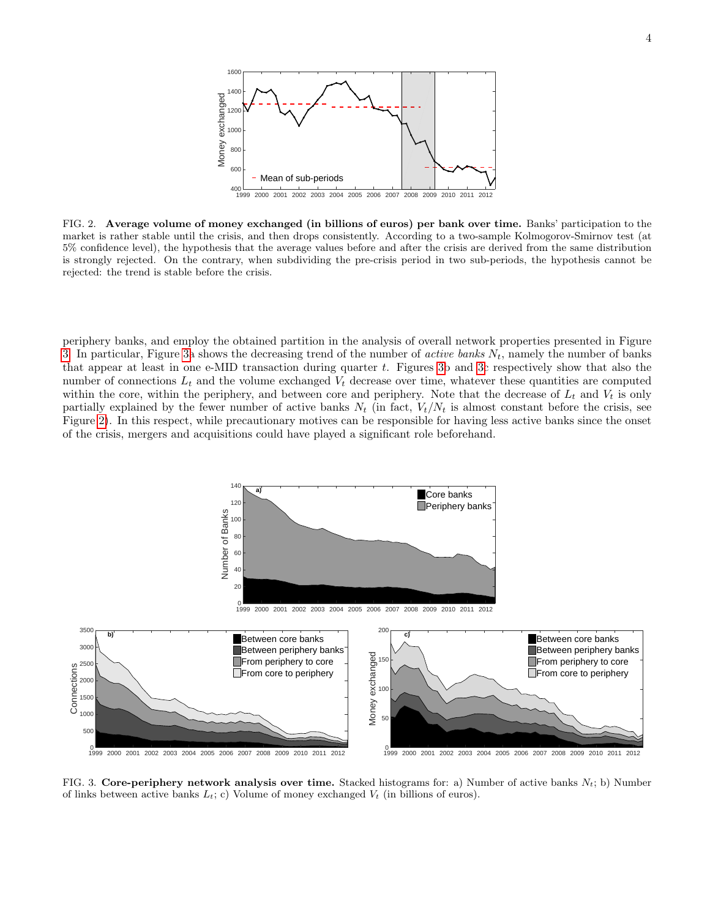FIG. 2. **Average volume of money exchanged (in billions of euros) per bank over time.** Banks' participation to the market is rather stable until the crisis, and then drops consistently. According to a two-sample Kolmogorov-Smirnov test (at 5% confidence level), the hypothesis that the average values before and after the crisis are derived from the same distribution is strongly rejected. On the contrary, when subdividing the pre-crisis period in two sub-periods, the hypothesis cannot be rejected: the trend is stable before the crisis.

periphery banks, and employ the obtained partition in the analysis of overall network properties presented in Figure 3. In particular, Figure 3a shows the decreasing trend of the number of *active banks* $N_t$, namely the number of banks that appear at least in one e-MID transaction during quarter $t$. Figures 3b and 3c respectively show that also the number of connections $L_t$ and the volume exchanged $V_t$ decrease over time, whatever these quantities are computed within the core, within the periphery, and between core and periphery. Note that the decrease of $L_t$ and $V_t$ is only partially explained by the fewer number of active banks $N_t$ (in fact, $V_t/N_t$ is almost constant before the crisis, see Figure 2). In this respect, while precautionary motives can be responsible for having less active banks since the onset of the crisis, mergers and acquisitions could have played a significant role beforehand.

FIG. 3. **Core-periphery network analysis over time.** Stacked histograms for: a) Number of active banks $N_t$; b) Number of links between active banks $L_t$; c) Volume of money exchanged $V_t$ (in billions of euros).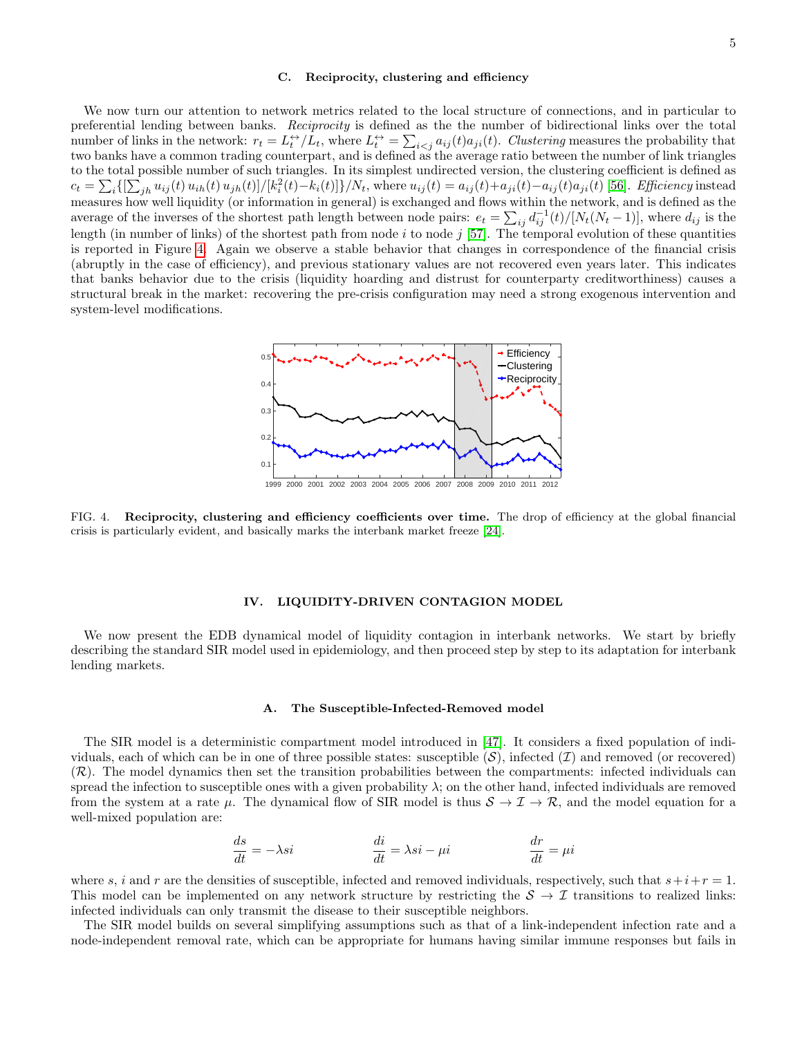### C. Reciprocity, clustering and efficiency

We now turn our attention to network metrics related to the local structure of connections, and in particular to preferential lending between banks. *Reciprocity* is defined as the the number of bidirectional links over the total number of links in the network: $r_t = L_t^{\leftrightarrow}/L_t$, where $L_t^{\leftrightarrow} = \sum_{i<j} a_{ij}(t) a_{ji}(t)$. *Clustering* measures the probability that two banks have a common trading counterpart, and is defined as the average ratio between the number of link triangles to the total possible number of such triangles. In its simplest undirected version, the clustering coefficient is defined as $c_t = \sum_i \{[\sum_{jh} u_{ij}(t)\, u_{ih}(t)\, u_{jh}(t)]/[k_i^2(t) - k_i(t)]\}/N_t$, where $u_{ij}(t) = a_{ij}(t) + a_{ji}(t) - a_{ij}(t)a_{ji}(t)$ [56]. *Efficiency* instead measures how well liquidity (or information in general) is exchanged and flows within the network, and is defined as the average of the inverses of the shortest path length between node pairs: $e_t = \sum_{ij} d_{ij}^{-1}(t)/[N_t(N_t - 1)]$, where $d_{ij}$ is the length (in number of links) of the shortest path from node $i$ to node $j$ [57]. The temporal evolution of these quantities is reported in Figure 4. Again we observe a stable behavior that changes in correspondence of the financial crisis (abruptly in the case of efficiency), and previous stationary values are not recovered even years later. This indicates that banks behavior due to the crisis (liquidity hoarding and distrust for counterparty creditworthiness) causes a structural break in the market: recovering the pre-crisis configuration may need a strong exogenous intervention and system-level modifications.

FIG. 4. **Reciprocity, clustering and efficiency coefficients over time.** The drop of efficiency at the global financial crisis is particularly evident, and basically marks the interbank market freeze [24].

## IV. LIQUIDITY-DRIVEN CONTAGION MODEL

We now present the EDB dynamical model of liquidity contagion in interbank networks. We start by briefly describing the standard SIR model used in epidemiology, and then proceed step by step to its adaptation for interbank lending markets.

### A. The Susceptible-Infected-Removed model

The SIR model is a deterministic compartment model introduced in [47]. It considers a fixed population of individuals, each of which can be in one of three possible states: susceptible ($\mathcal{S}$), infected ($\mathcal{I}$) and removed (or recovered) ($\mathcal{R}$). The model dynamics then set the transition probabilities between the compartments: infected individuals can spread the infection to susceptible ones with a given probability $\lambda$; on the other hand, infected individuals are removed from the system at a rate $\mu$. The dynamical flow of SIR model is thus $\mathcal{S} \to \mathcal{I} \to \mathcal{R}$, and the model equation for a well-mixed population are:

$$\frac{ds}{dt} = -\lambda s i \qquad\qquad \frac{di}{dt} = \lambda s i - \mu i \qquad\qquad \frac{dr}{dt} = \mu i$$

where $s$, $i$ and $r$ are the densities of susceptible, infected and removed individuals, respectively, such that $s + i + r = 1$. This model can be implemented on any network structure by restricting the $\mathcal{S} \to \mathcal{I}$ transitions to realized links: infected individuals can only transmit the disease to their susceptible neighbors.

The SIR model builds on several simplifying assumptions such as that of a link-independent infection rate and a node-independent removal rate, which can be appropriate for humans having similar immune responses but fails in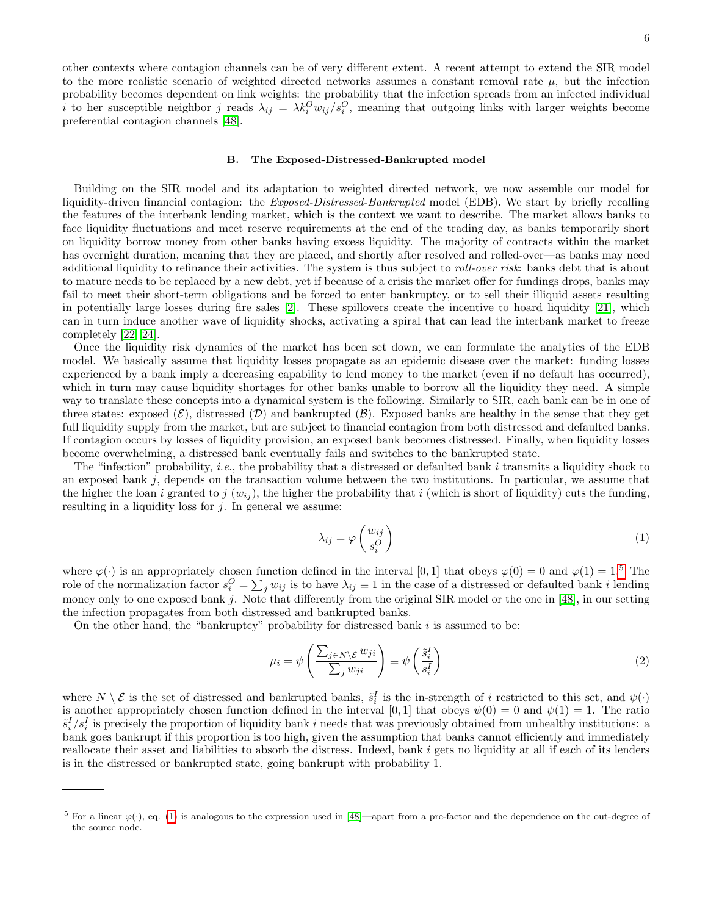other contexts where contagion channels can be of very different extent. A recent attempt to extend the SIR model to the more realistic scenario of weighted directed networks assumes a constant removal rate $\mu$, but the infection probability becomes dependent on link weights: the probability that the infection spreads from an infected individual $i$ to her susceptible neighbor $j$ reads $\lambda_{ij} = \lambda k_i^O w_{ij}/s_i^O$, meaning that outgoing links with larger weights become preferential contagion channels [48].

### B. The Exposed-Distressed-Bankrupted model

Building on the SIR model and its adaptation to weighted directed network, we now assemble our model for liquidity-driven financial contagion: the *Exposed-Distressed-Bankrupted* model (EDB). We start by briefly recalling the features of the interbank lending market, which is the context we want to describe. The market allows banks to face liquidity fluctuations and meet reserve requirements at the end of the trading day, as banks temporarily short on liquidity borrow money from other banks having excess liquidity. The majority of contracts within the market has overnight duration, meaning that they are placed, and shortly after resolved and rolled-over—as banks may need additional liquidity to refinance their activities. The system is thus subject to *roll-over risk*: banks debt that is about to mature needs to be replaced by a new debt, yet if because of a crisis the market offer for fundings drops, banks may fail to meet their short-term obligations and be forced to enter bankruptcy, or to sell their illiquid assets resulting in potentially large losses during fire sales [2]. These spillovers create the incentive to hoard liquidity [21], which can in turn induce another wave of liquidity shocks, activating a spiral that can lead the interbank market to freeze completely [22, 24].

Once the liquidity risk dynamics of the market has been set down, we can formulate the analytics of the EDB model. We basically assume that liquidity losses propagate as an epidemic disease over the market: funding losses experienced by a bank imply a decreasing capability to lend money to the market (even if no default has occurred), which in turn may cause liquidity shortages for other banks unable to borrow all the liquidity they need. A simple way to translate these concepts into a dynamical system is the following. Similarly to SIR, each bank can be in one of three states: exposed ($\mathcal{E}$), distressed ($\mathcal{D}$) and bankrupted ($\mathcal{B}$). Exposed banks are healthy in the sense that they get full liquidity supply from the market, but are subject to financial contagion from both distressed and defaulted banks. If contagion occurs by losses of liquidity provision, an exposed bank becomes distressed. Finally, when liquidity losses become overwhelming, a distressed bank eventually fails and switches to the bankrupted state.

The "infection" probability, *i.e.*, the probability that a distressed or defaulted bank $i$ transmits a liquidity shock to an exposed bank $j$, depends on the transaction volume between the two institutions. In particular, we assume that the higher the loan $i$ granted to $j$ ($w_{ij}$), the higher the probability that $i$ (which is short of liquidity) cuts the funding, resulting in a liquidity loss for $j$. In general we assume:

$$\lambda_{ij} = \varphi\left(\frac{w_{ij}}{s_i^O}\right) \tag{1}$$

where $\varphi(\cdot)$ is an appropriately chosen function defined in the interval $[0, 1]$ that obeys $\varphi(0) = 0$ and $\varphi(1) = 1$.[5] The role of the normalization factor $s_i^O = \sum_j w_{ij}$ is to have $\lambda_{ij} \equiv 1$ in the case of a distressed or defaulted bank $i$ lending money only to one exposed bank $j$. Note that differently from the original SIR model or the one in [48], in our setting the infection propagates from both distressed and bankrupted banks.

On the other hand, the "bankruptcy" probability for distressed bank $i$ is assumed to be:

$$\mu_i = \psi\left(\frac{\sum_{j\in N\setminus\mathcal{E}} w_{ji}}{\sum_j w_{ji}}\right) \equiv \psi\left(\frac{\tilde{s}_i^I}{s_i^I}\right) \tag{2}$$

where $N \setminus \mathcal{E}$ is the set of distressed and bankrupted banks, $\tilde{s}_i^I$ is the in-strength of $i$ restricted to this set, and $\psi(\cdot)$ is another appropriately chosen function defined in the interval $[0, 1]$ that obeys $\psi(0) = 0$ and $\psi(1) = 1$. The ratio $\tilde{s}_i^I/s_i^I$ is precisely the proportion of liquidity bank $i$ needs that was previously obtained from unhealthy institutions: a bank goes bankrupt if this proportion is too high, given the assumption that banks cannot efficiently and immediately reallocate their asset and liabilities to absorb the distress. Indeed, bank $i$ gets no liquidity at all if each of its lenders is in the distressed or bankrupted state, going bankrupt with probability 1.

---

[5] For a linear $\varphi(\cdot)$, eq. (1) is analogous to the expression used in [48]—apart from a pre-factor and the dependence on the out-degree of the source node.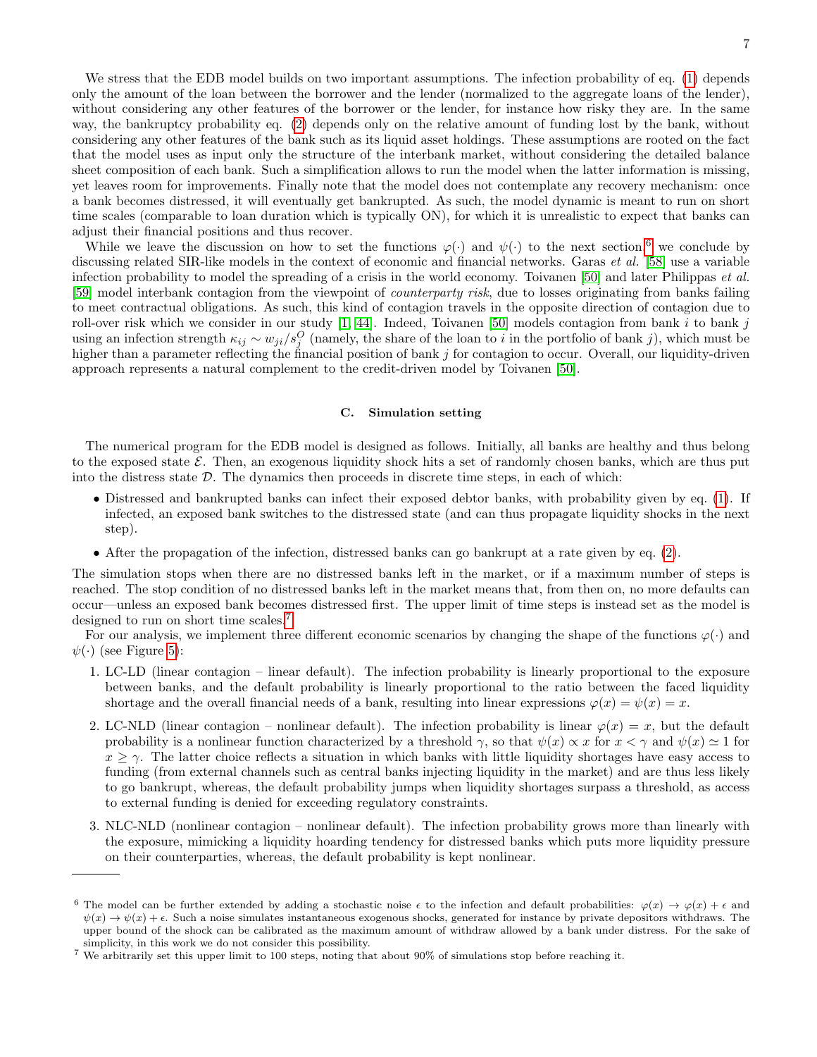We stress that the EDB model builds on two important assumptions. The infection probability of eq. (1) depends only the amount of the loan between the borrower and the lender (normalized to the aggregate loans of the lender), without considering any other features of the borrower or the lender, for instance how risky they are. In the same way, the bankruptcy probability eq. (2) depends only on the relative amount of funding lost by the bank, without considering any other features of the bank such as its liquid asset holdings. These assumptions are rooted on the fact that the model uses as input only the structure of the interbank market, without considering the detailed balance sheet composition of each bank. Such a simplification allows to run the model when the latter information is missing, yet leaves room for improvements. Finally note that the model does not contemplate any recovery mechanism: once a bank becomes distressed, it will eventually get bankrupted. As such, the model dynamic is meant to run on short time scales (comparable to loan duration which is typically ON), for which it is unrealistic to expect that banks can adjust their financial positions and thus recover.

While we leave the discussion on how to set the functions $\varphi(\cdot)$ and $\psi(\cdot)$ to the next section[6] we conclude by discussing related SIR-like models in the context of economic and financial networks. Garas *et al.* [58] use a variable infection probability to model the spreading of a crisis in the world economy. Toivanen [50] and later Philippas *et al.* [59] model interbank contagion from the viewpoint of *counterparty risk*, due to losses originating from banks failing to meet contractual obligations. As such, this kind of contagion travels in the opposite direction of contagion due to roll-over risk which we consider in our study [1, 44]. Indeed, Toivanen [50] models contagion from bank $i$ to bank $j$ using an infection strength $\kappa_{ij} \sim w_{ji}/s_j^O$ (namely, the share of the loan to $i$ in the portfolio of bank $j$), which must be higher than a parameter reflecting the financial position of bank $j$ for contagion to occur. Overall, our liquidity-driven approach represents a natural complement to the credit-driven model by Toivanen [50].

### C. Simulation setting

The numerical program for the EDB model is designed as follows. Initially, all banks are healthy and thus belong to the exposed state $\mathcal{E}$. Then, an exogenous liquidity shock hits a set of randomly chosen banks, which are thus put into the distress state $\mathcal{D}$. The dynamics then proceeds in discrete time steps, in each of which:

- Distressed and bankrupted banks can infect their exposed debtor banks, with probability given by eq. (1). If infected, an exposed bank switches to the distressed state (and can thus propagate liquidity shocks in the next step).
- After the propagation of the infection, distressed banks can go bankrupt at a rate given by eq. (2).

The simulation stops when there are no distressed banks left in the market, or if a maximum number of steps is reached. The stop condition of no distressed banks left in the market means that, from then on, no more defaults can occur—unless an exposed bank becomes distressed first. The upper limit of time steps is instead set as the model is designed to run on short time scales.[7]

For our analysis, we implement three different economic scenarios by changing the shape of the functions $\varphi(\cdot)$ and $\psi(\cdot)$ (see Figure 5):

1. LC-LD (linear contagion – linear default). The infection probability is linearly proportional to the exposure between banks, and the default probability is linearly proportional to the ratio between the faced liquidity shortage and the overall financial needs of a bank, resulting into linear expressions $\varphi(x) = \psi(x) = x$.
2. LC-NLD (linear contagion – nonlinear default). The infection probability is linear $\varphi(x) = x$, but the default probability is a nonlinear function characterized by a threshold $\gamma$, so that $\psi(x) \propto x$ for $x < \gamma$ and $\psi(x) \simeq 1$ for $x \geq \gamma$. The latter choice reflects a situation in which banks with little liquidity shortages have easy access to funding (from external channels such as central banks injecting liquidity in the market) and are thus less likely to go bankrupt, whereas, the default probability jumps when liquidity shortages surpass a threshold, as access to external funding is denied for exceeding regulatory constraints.
3. NLC-NLD (nonlinear contagion – nonlinear default). The infection probability grows more than linearly with the exposure, mimicking a liquidity hoarding tendency for distressed banks which puts more liquidity pressure on their counterparties, whereas, the default probability is kept nonlinear.

---

[6] The model can be further extended by adding a stochastic noise $\epsilon$ to the infection and default probabilities: $\varphi(x) \to \varphi(x) + \epsilon$ and $\psi(x) \to \psi(x) + \epsilon$. Such a noise simulates instantaneous exogenous shocks, generated for instance by private depositors withdraws. The upper bound of the shock can be calibrated as the maximum amount of withdraw allowed by a bank under distress. For the sake of simplicity, in this work we do not consider this possibility.

[7] We arbitrarily set this upper limit to 100 steps, noting that about 90% of simulations stop before reaching it.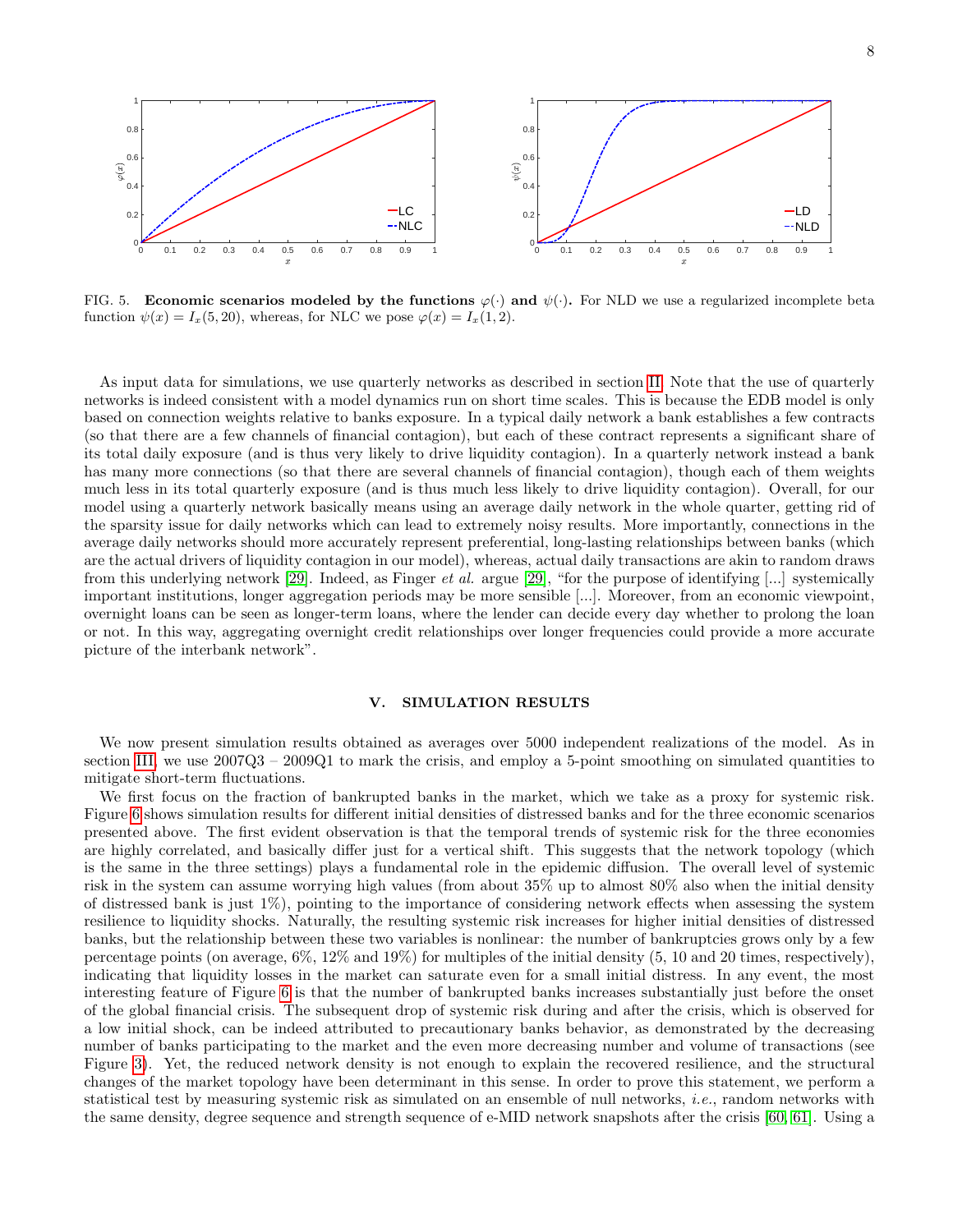FIG. 5. **Economic scenarios modeled by the functions $\varphi(\cdot)$ and $\psi(\cdot)$.** For NLD we use a regularized incomplete beta function $\psi(x) = I_x(5, 20)$, whereas, for NLC we pose $\varphi(x) = I_x(1, 2)$.

As input data for simulations, we use quarterly networks as described in section II. Note that the use of quarterly networks is indeed consistent with a model dynamics run on short time scales. This is because the EDB model is only based on connection weights relative to banks exposure. In a typical daily network a bank establishes a few contracts (so that there are a few channels of financial contagion), but each of these contract represents a significant share of its total daily exposure (and is thus very likely to drive liquidity contagion). In a quarterly network instead a bank has many more connections (so that there are several channels of financial contagion), though each of them weights much less in its total quarterly exposure (and is thus much less likely to drive liquidity contagion). Overall, for our model using a quarterly network basically means using an average daily network in the whole quarter, getting rid of the sparsity issue for daily networks which can lead to extremely noisy results. More importantly, connections in the average daily networks should more accurately represent preferential, long-lasting relationships between banks (which are the actual drivers of liquidity contagion in our model), whereas, actual daily transactions are akin to random draws from this underlying network [29]. Indeed, as Finger *et al.* argue [29], "for the purpose of identifying [...] systemically important institutions, longer aggregation periods may be more sensible [...]. Moreover, from an economic viewpoint, overnight loans can be seen as longer-term loans, where the lender can decide every day whether to prolong the loan or not. In this way, aggregating overnight credit relationships over longer frequencies could provide a more accurate picture of the interbank network".

## V. SIMULATION RESULTS

We now present simulation results obtained as averages over 5000 independent realizations of the model. As in section III, we use 2007Q3 – 2009Q1 to mark the crisis, and employ a 5-point smoothing on simulated quantities to mitigate short-term fluctuations.

We first focus on the fraction of bankrupted banks in the market, which we take as a proxy for systemic risk. Figure 6 shows simulation results for different initial densities of distressed banks and for the three economic scenarios presented above. The first evident observation is that the temporal trends of systemic risk for the three economies are highly correlated, and basically differ just for a vertical shift. This suggests that the network topology (which is the same in the three settings) plays a fundamental role in the epidemic diffusion. The overall level of systemic risk in the system can assume worrying high values (from about 35% up to almost 80% also when the initial density of distressed bank is just 1%), pointing to the importance of considering network effects when assessing the system resilience to liquidity shocks. Naturally, the resulting systemic risk increases for higher initial densities of distressed banks, but the relationship between these two variables is nonlinear: the number of bankruptcies grows only by a few percentage points (on average, 6%, 12% and 19%) for multiples of the initial density (5, 10 and 20 times, respectively), indicating that liquidity losses in the market can saturate even for a small initial distress. In any event, the most interesting feature of Figure 6 is that the number of bankrupted banks increases substantially just before the onset of the global financial crisis. The subsequent drop of systemic risk during and after the crisis, which is observed for a low initial shock, can be indeed attributed to precautionary banks behavior, as demonstrated by the decreasing number of banks participating to the market and the even more decreasing number and volume of transactions (see Figure 3). Yet, the reduced network density is not enough to explain the recovered resilience, and the structural changes of the market topology have been determinant in this sense. In order to prove this statement, we perform a statistical test by measuring systemic risk as simulated on an ensemble of null networks, *i.e.*, random networks with the same density, degree sequence and strength sequence of e-MID network snapshots after the crisis [60, 61]. Using a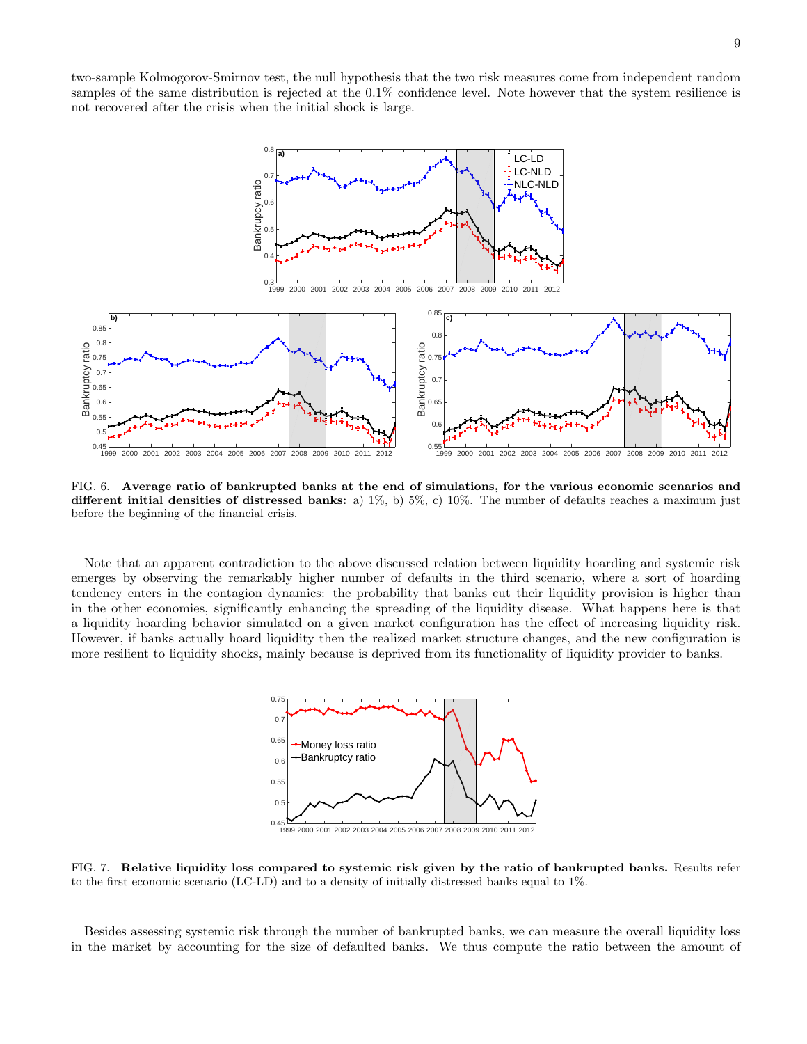two-sample Kolmogorov-Smirnov test, the null hypothesis that the two risk measures come from independent random samples of the same distribution is rejected at the 0.1% confidence level. Note however that the system resilience is not recovered after the crisis when the initial shock is large.

FIG. 6. **Average ratio of bankrupted banks at the end of simulations, for the various economic scenarios and different initial densities of distressed banks:** a) 1%, b) 5%, c) 10%. The number of defaults reaches a maximum just before the beginning of the financial crisis.

Note that an apparent contradiction to the above discussed relation between liquidity hoarding and systemic risk emerges by observing the remarkably higher number of defaults in the third scenario, where a sort of hoarding tendency enters in the contagion dynamics: the probability that banks cut their liquidity provision is higher than in the other economies, significantly enhancing the spreading of the liquidity disease. What happens here is that a liquidity hoarding behavior simulated on a given market configuration has the effect of increasing liquidity risk. However, if banks actually hoard liquidity then the realized market structure changes, and the new configuration is more resilient to liquidity shocks, mainly because is deprived from its functionality of liquidity provider to banks.

FIG. 7. **Relative liquidity loss compared to systemic risk given by the ratio of bankrupted banks.** Results refer to the first economic scenario (LC-LD) and to a density of initially distressed banks equal to 1%.

Besides assessing systemic risk through the number of bankrupted banks, we can measure the overall liquidity loss in the market by accounting for the size of defaulted banks. We thus compute the ratio between the amount of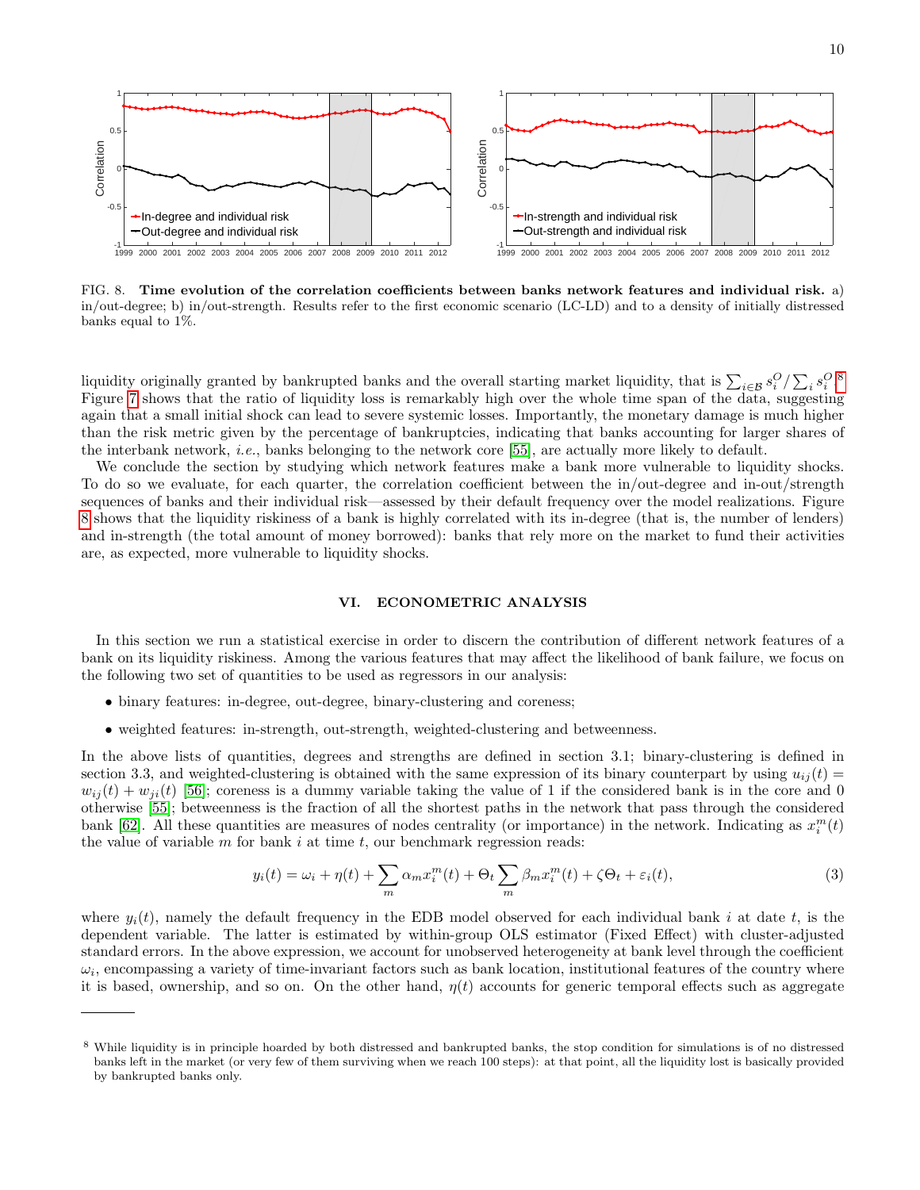FIG. 8. **Time evolution of the correlation coefficients between banks network features and individual risk.** a) in/out-degree; b) in/out-strength. Results refer to the first economic scenario (LC-LD) and to a density of initially distressed banks equal to 1%.

liquidity originally granted by bankrupted banks and the overall starting market liquidity, that is $\sum_{i\in\mathcal{B}} s_i^O / \sum_i s_i^O$.[8] Figure 7 shows that the ratio of liquidity loss is remarkably high over the whole time span of the data, suggesting again that a small initial shock can lead to severe systemic losses. Importantly, the monetary damage is much higher than the risk metric given by the percentage of bankruptcies, indicating that banks accounting for larger shares of the interbank network, *i.e.*, banks belonging to the network core [55], are actually more likely to default.

We conclude the section by studying which network features make a bank more vulnerable to liquidity shocks. To do so we evaluate, for each quarter, the correlation coefficient between the in/out-degree and in-out/strength sequences of banks and their individual risk—assessed by their default frequency over the model realizations. Figure 8 shows that the liquidity riskiness of a bank is highly correlated with its in-degree (that is, the number of lenders) and in-strength (the total amount of money borrowed): banks that rely more on the market to fund their activities are, as expected, more vulnerable to liquidity shocks.

## VI. ECONOMETRIC ANALYSIS

In this section we run a statistical exercise in order to discern the contribution of different network features of a bank on its liquidity riskiness. Among the various features that may affect the likelihood of bank failure, we focus on the following two set of quantities to be used as regressors in our analysis:

- binary features: in-degree, out-degree, binary-clustering and coreness;
- weighted features: in-strength, out-strength, weighted-clustering and betweenness.

In the above lists of quantities, degrees and strengths are defined in section 3.1; binary-clustering is defined in section 3.3, and weighted-clustering is obtained with the same expression of its binary counterpart by using $u_{ij}(t) = w_{ij}(t) + w_{ji}(t)$ [56]; coreness is a dummy variable taking the value of 1 if the considered bank is in the core and 0 otherwise [55]; betweenness is the fraction of all the shortest paths in the network that pass through the considered bank [62]. All these quantities are measures of nodes centrality (or importance) in the network. Indicating as $x_i^m(t)$ the value of variable $m$ for bank $i$ at time $t$, our benchmark regression reads:

$$y_i(t) = \omega_i + \eta(t) + \sum_m \alpha_m x_i^m(t) + \Theta_t \sum_m \beta_m x_i^m(t) + \zeta\Theta_t + \varepsilon_i(t), \tag{3}$$

where $y_i(t)$, namely the default frequency in the EDB model observed for each individual bank $i$ at date $t$, is the dependent variable. The latter is estimated by within-group OLS estimator (Fixed Effect) with cluster-adjusted standard errors. In the above expression, we account for unobserved heterogeneity at bank level through the coefficient $\omega_i$, encompassing a variety of time-invariant factors such as bank location, institutional features of the country where it is based, ownership, and so on. On the other hand, $\eta(t)$ accounts for generic temporal effects such as aggregate

[8] While liquidity is in principle hoarded by both distressed and bankrupted banks, the stop condition for simulations is of no distressed banks left in the market (or very few of them surviving when we reach 100 steps): at that point, all the liquidity lost is basically provided by bankrupted banks only.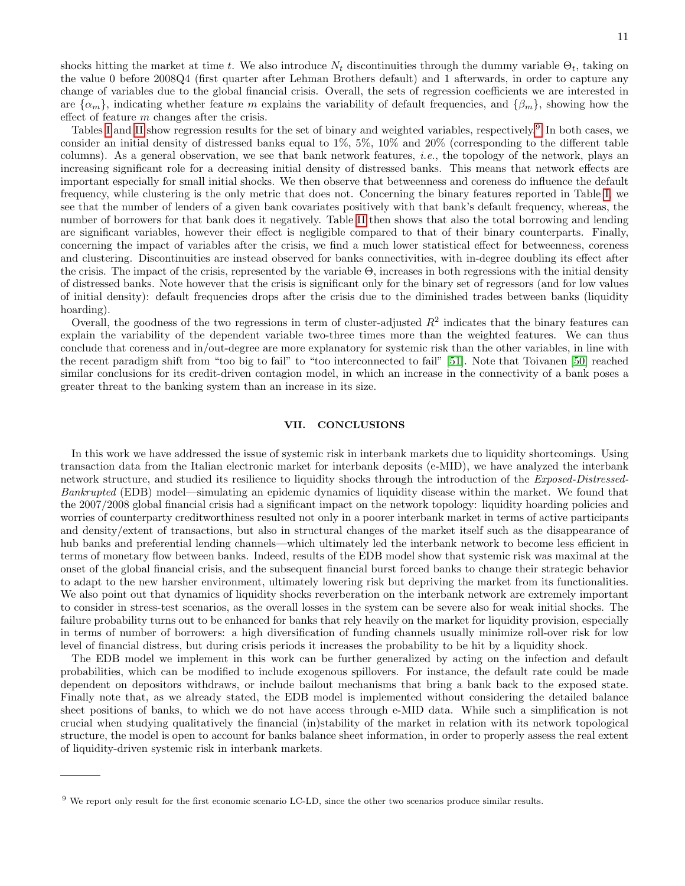shocks hitting the market at time $t$. We also introduce $N_t$ discontinuities through the dummy variable $\Theta_t$, taking on the value 0 before 2008Q4 (first quarter after Lehman Brothers default) and 1 afterwards, in order to capture any change of variables due to the global financial crisis. Overall, the sets of regression coefficients we are interested in are $\{\alpha_m\}$, indicating whether feature $m$ explains the variability of default frequencies, and $\{\beta_m\}$, showing how the effect of feature $m$ changes after the crisis.

Tables I and II show regression results for the set of binary and weighted variables, respectively.[9] In both cases, we consider an initial density of distressed banks equal to 1%, 5%, 10% and 20% (corresponding to the different table columns). As a general observation, we see that bank network features, *i.e.*, the topology of the network, plays an increasing significant role for a decreasing initial density of distressed banks. This means that network effects are important especially for small initial shocks. We then observe that betweenness and coreness do influence the default frequency, while clustering is the only metric that does not. Concerning the binary features reported in Table I, we see that the number of lenders of a given bank covariates positively with that bank's default frequency, whereas, the number of borrowers for that bank does it negatively. Table II then shows that also the total borrowing and lending are significant variables, however their effect is negligible compared to that of their binary counterparts. Finally, concerning the impact of variables after the crisis, we find a much lower statistical effect for betweenness, coreness and clustering. Discontinuities are instead observed for banks connectivities, with in-degree doubling its effect after the crisis. The impact of the crisis, represented by the variable $\Theta$, increases in both regressions with the initial density of distressed banks. Note however that the crisis is significant only for the binary set of regressors (and for low values of initial density): default frequencies drops after the crisis due to the diminished trades between banks (liquidity hoarding).

Overall, the goodness of the two regressions in term of cluster-adjusted $R^2$ indicates that the binary features can explain the variability of the dependent variable two-three times more than the weighted features. We can thus conclude that coreness and in/out-degree are more explanatory for systemic risk than the other variables, in line with the recent paradigm shift from "too big to fail" to "too interconnected to fail" [51]. Note that Toivanen [50] reached similar conclusions for its credit-driven contagion model, in which an increase in the connectivity of a bank poses a greater threat to the banking system than an increase in its size.

## VII. CONCLUSIONS

In this work we have addressed the issue of systemic risk in interbank markets due to liquidity shortcomings. Using transaction data from the Italian electronic market for interbank deposits (e-MID), we have analyzed the interbank network structure, and studied its resilience to liquidity shocks through the introduction of the *Exposed-Distressed-Bankrupted* (EDB) model—simulating an epidemic dynamics of liquidity disease within the market. We found that the 2007/2008 global financial crisis had a significant impact on the network topology: liquidity hoarding policies and worries of counterparty creditworthiness resulted not only in a poorer interbank market in terms of active participants and density/extent of transactions, but also in structural changes of the market itself such as the disappearance of hub banks and preferential lending channels—which ultimately led the interbank network to become less efficient in terms of monetary flow between banks. Indeed, results of the EDB model show that systemic risk was maximal at the onset of the global financial crisis, and the subsequent financial burst forced banks to change their strategic behavior to adapt to the new harsher environment, ultimately lowering risk but depriving the market from its functionalities. We also point out that dynamics of liquidity shocks reverberation on the interbank network are extremely important to consider in stress-test scenarios, as the overall losses in the system can be severe also for weak initial shocks. The failure probability turns out to be enhanced for banks that rely heavily on the market for liquidity provision, especially in terms of number of borrowers: a high diversification of funding channels usually minimize roll-over risk for low level of financial distress, but during crisis periods it increases the probability to be hit by a liquidity shock.

The EDB model we implement in this work can be further generalized by acting on the infection and default probabilities, which can be modified to include exogenous spillovers. For instance, the default rate could be made dependent on depositors withdraws, or include bailout mechanisms that bring a bank back to the exposed state. Finally note that, as we already stated, the EDB model is implemented without considering the detailed balance sheet positions of banks, to which we do not have access through e-MID data. While such a simplification is not crucial when studying qualitatively the financial (in)stability of the market in relation with its network topological structure, the model is open to account for banks balance sheet information, in order to properly assess the real extent of liquidity-driven systemic risk in interbank markets.

---

[9] We report only result for the first economic scenario LC-LD, since the other two scenarios produce similar results.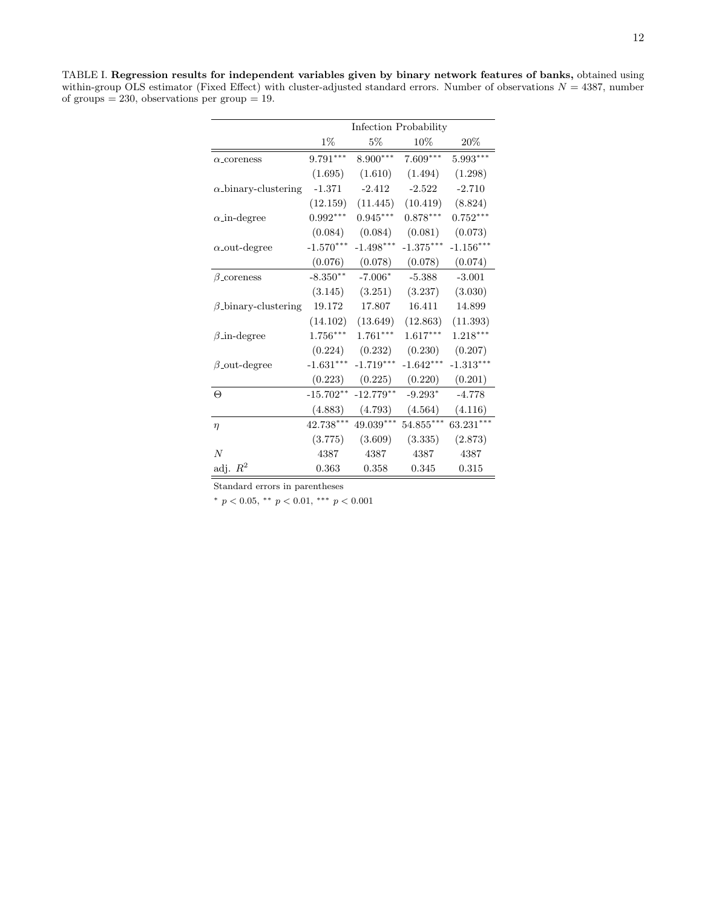TABLE I. **Regression results for independent variables given by binary network features of banks,** obtained using within-group OLS estimator (Fixed Effect) with cluster-adjusted standard errors. Number of observations $N = 4387$, number of groups = 230, observations per group = 19.

| | Infection Probability | | | |
|---|---|---|---|---|
| | 1% | 5% | 10% | 20% |
| α_coreness | $9.791^{***}$ | $8.900^{***}$ | $7.609^{***}$ | $5.993^{***}$ |
| | (1.695) | (1.610) | (1.494) | (1.298) |
| α_binary-clustering | -1.371 | -2.412 | -2.522 | -2.710 |
| | (12.159) | (11.445) | (10.419) | (8.824) |
| α_in-degree | $0.992^{***}$ | $0.945^{***}$ | $0.878^{***}$ | $0.752^{***}$ |
| | (0.084) | (0.084) | (0.081) | (0.073) |
| α_out-degree | $-1.570^{***}$ | $-1.498^{***}$ | $-1.375^{***}$ | $-1.156^{***}$ |
| | (0.076) | (0.078) | (0.078) | (0.074) |
| β_coreness | $-8.350^{**}$ | $-7.006^{*}$ | -5.388 | -3.001 |
| | (3.145) | (3.251) | (3.237) | (3.030) |
| β_binary-clustering | 19.172 | 17.807 | 16.411 | 14.899 |
| | (14.102) | (13.649) | (12.863) | (11.393) |
| β_in-degree | $1.756^{***}$ | $1.761^{***}$ | $1.617^{***}$ | $1.218^{***}$ |
| | (0.224) | (0.232) | (0.230) | (0.207) |
| β_out-degree | $-1.631^{***}$ | $-1.719^{***}$ | $-1.642^{***}$ | $-1.313^{***}$ |
| | (0.223) | (0.225) | (0.220) | (0.201) |
| $\Theta$ | $-15.702^{**}$ | $-12.779^{**}$ | $-9.293^{*}$ | -4.778 |
| | (4.883) | (4.793) | (4.564) | (4.116) |
| $\eta$ | $42.738^{***}$ | $49.039^{***}$ | $54.855^{***}$ | $63.231^{***}$ |
| | (3.775) | (3.609) | (3.335) | (2.873) |
| $N$ | 4387 | 4387 | 4387 | 4387 |
| adj. $R^2$ | 0.363 | 0.358 | 0.345 | 0.315 |

Standard errors in parentheses

$^{*}$ $p < 0.05$, $^{**}$ $p < 0.01$, $^{***}$ $p < 0.001$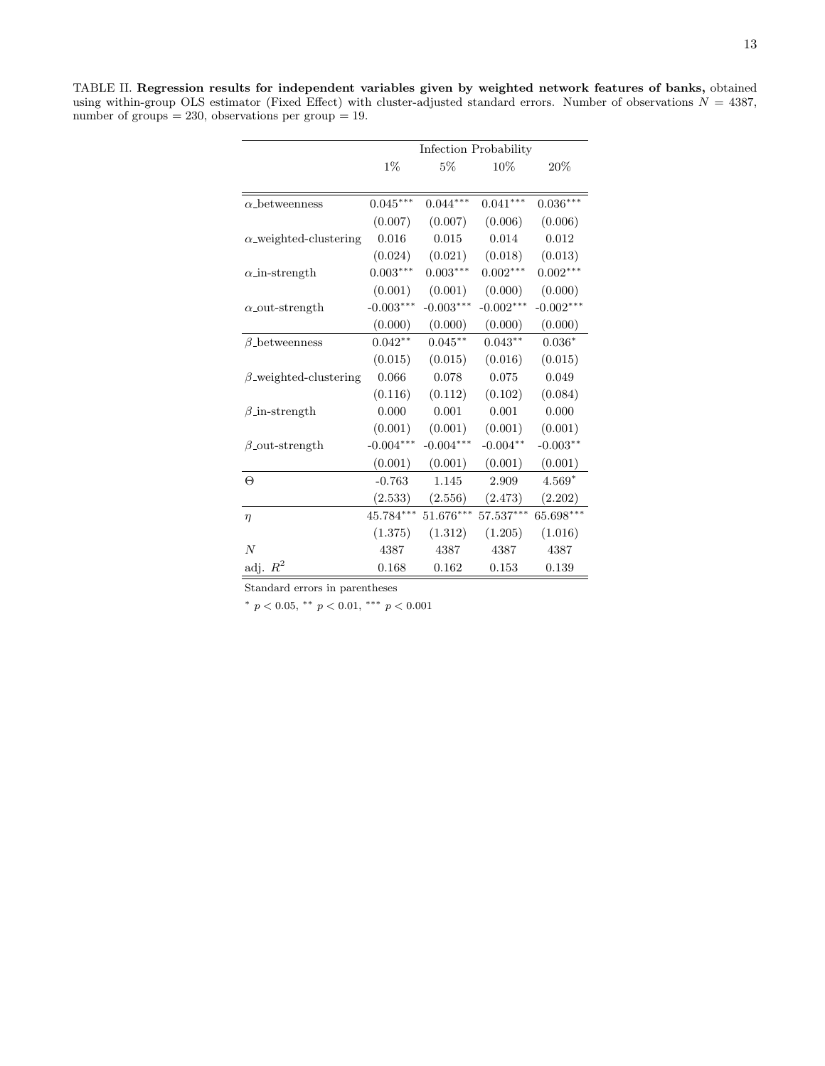TABLE II. **Regression results for independent variables given by weighted network features of banks,** obtained using within-group OLS estimator (Fixed Effect) with cluster-adjusted standard errors. Number of observations $N = 4387$, number of groups = 230, observations per group = 19.

| | Infection Probability | | | |
|---|---|---|---|---|
| | 1% | 5% | 10% | 20% |
| $\alpha$_betweenness | $0.045^{***}$ | $0.044^{***}$ | $0.041^{***}$ | $0.036^{***}$ |
| | (0.007) | (0.007) | (0.006) | (0.006) |
| $\alpha$_weighted-clustering | 0.016 | 0.015 | 0.014 | 0.012 |
| | (0.024) | (0.021) | (0.018) | (0.013) |
| $\alpha$_in-strength | $0.003^{***}$ | $0.003^{***}$ | $0.002^{***}$ | $0.002^{***}$ |
| | (0.001) | (0.001) | (0.000) | (0.000) |
| $\alpha$_out-strength | $-0.003^{***}$ | $-0.003^{***}$ | $-0.002^{***}$ | $-0.002^{***}$ |
| | (0.000) | (0.000) | (0.000) | (0.000) |
| $\beta$_betweenness | $0.042^{**}$ | $0.045^{**}$ | $0.043^{**}$ | $0.036^{*}$ |
| | (0.015) | (0.015) | (0.016) | (0.015) |
| $\beta$_weighted-clustering | 0.066 | 0.078 | 0.075 | 0.049 |
| | (0.116) | (0.112) | (0.102) | (0.084) |
| $\beta$_in-strength | 0.000 | 0.001 | 0.001 | 0.000 |
| | (0.001) | (0.001) | (0.001) | (0.001) |
| $\beta$_out-strength | $-0.004^{***}$ | $-0.004^{***}$ | $-0.004^{**}$ | $-0.003^{**}$ |
| | (0.001) | (0.001) | (0.001) | (0.001) |
| $\Theta$ | -0.763 | 1.145 | 2.909 | $4.569^{*}$ |
| | (2.533) | (2.556) | (2.473) | (2.202) |
| $\eta$ | $45.784^{***}$ | $51.676^{***}$ | $57.537^{***}$ | $65.698^{***}$ |
| | (1.375) | (1.312) | (1.205) | (1.016) |
| $N$ | 4387 | 4387 | 4387 | 4387 |
| adj. $R^2$ | 0.168 | 0.162 | 0.153 | 0.139 |

Standard errors in parentheses

$^{*}$ $p < 0.05$, $^{**}$ $p < 0.01$, $^{***}$ $p < 0.001$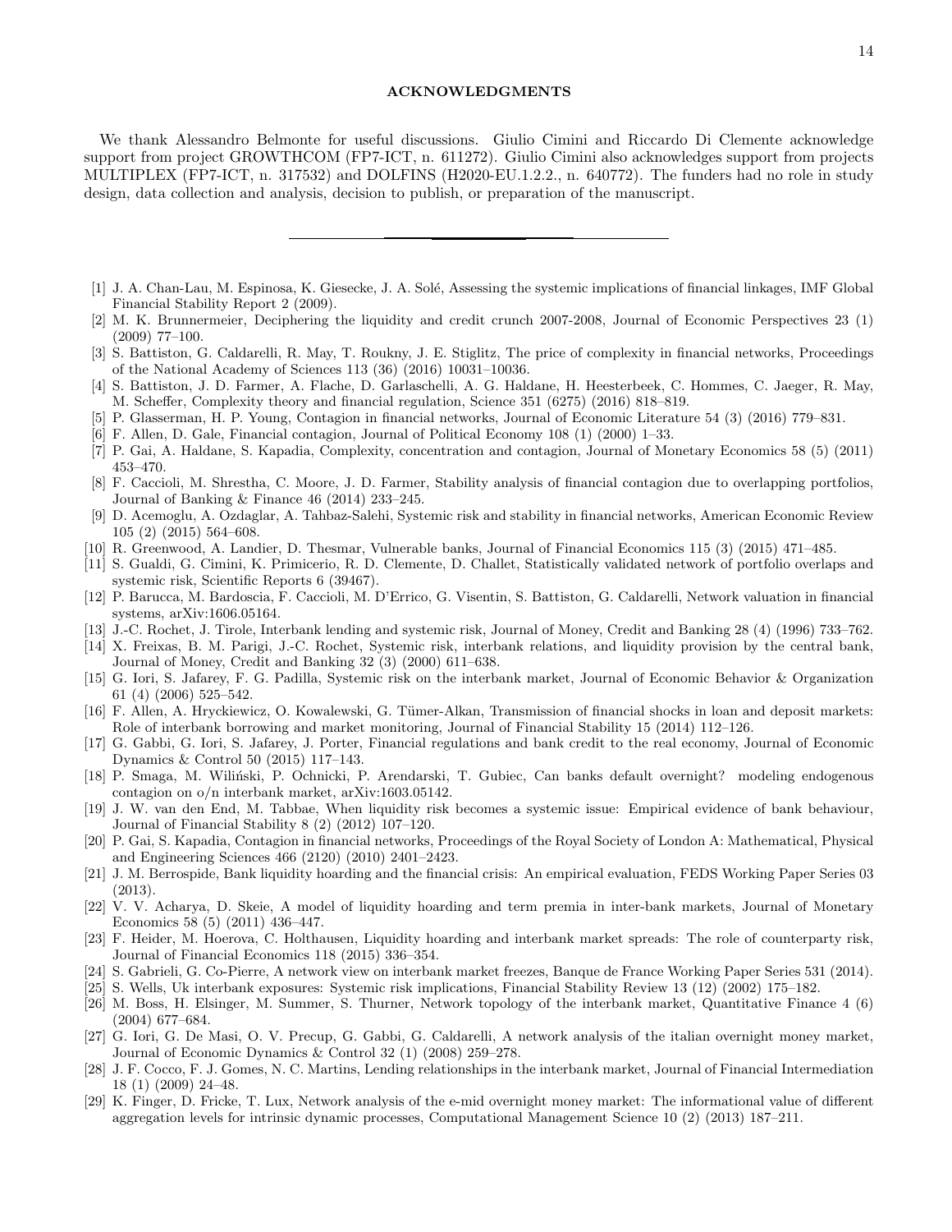## ACKNOWLEDGMENTS

We thank Alessandro Belmonte for useful discussions. Giulio Cimini and Riccardo Di Clemente acknowledge support from project GROWTHCOM (FP7-ICT, n. 611272). Giulio Cimini also acknowledges support from projects MULTIPLEX (FP7-ICT, n. 317532) and DOLFINS (H2020-EU.1.2.2., n. 640772). The funders had no role in study design, data collection and analysis, decision to publish, or preparation of the manuscript.

---

[1] J. A. Chan-Lau, M. Espinosa, K. Giesecke, J. A. Solé, Assessing the systemic implications of financial linkages, IMF Global Financial Stability Report 2 (2009).

[2] M. K. Brunnermeier, Deciphering the liquidity and credit crunch 2007-2008, Journal of Economic Perspectives 23 (1) (2009) 77–100.

[3] S. Battiston, G. Caldarelli, R. May, T. Roukny, J. E. Stiglitz, The price of complexity in financial networks, Proceedings of the National Academy of Sciences 113 (36) (2016) 10031–10036.

[4] S. Battiston, J. D. Farmer, A. Flache, D. Garlaschelli, A. G. Haldane, H. Heesterbeek, C. Hommes, C. Jaeger, R. May, M. Scheffer, Complexity theory and financial regulation, Science 351 (6275) (2016) 818–819.

[5] P. Glasserman, H. P. Young, Contagion in financial networks, Journal of Economic Literature 54 (3) (2016) 779–831.

[6] F. Allen, D. Gale, Financial contagion, Journal of Political Economy 108 (1) (2000) 1–33.

[7] P. Gai, A. Haldane, S. Kapadia, Complexity, concentration and contagion, Journal of Monetary Economics 58 (5) (2011) 453–470.

[8] F. Caccioli, M. Shrestha, C. Moore, J. D. Farmer, Stability analysis of financial contagion due to overlapping portfolios, Journal of Banking & Finance 46 (2014) 233–245.

[9] D. Acemoglu, A. Ozdaglar, A. Tahbaz-Salehi, Systemic risk and stability in financial networks, American Economic Review 105 (2) (2015) 564–608.

[10] R. Greenwood, A. Landier, D. Thesmar, Vulnerable banks, Journal of Financial Economics 115 (3) (2015) 471–485.

[11] S. Gualdi, G. Cimini, K. Primicerio, R. D. Clemente, D. Challet, Statistically validated network of portfolio overlaps and systemic risk, Scientific Reports 6 (39467).

[12] P. Barucca, M. Bardoscia, F. Caccioli, M. D'Errico, G. Visentin, S. Battiston, G. Caldarelli, Network valuation in financial systems, arXiv:1606.05164.

[13] J.-C. Rochet, J. Tirole, Interbank lending and systemic risk, Journal of Money, Credit and Banking 28 (4) (1996) 733–762.

[14] X. Freixas, B. M. Parigi, J.-C. Rochet, Systemic risk, interbank relations, and liquidity provision by the central bank, Journal of Money, Credit and Banking 32 (3) (2000) 611–638.

[15] G. Iori, S. Jafarey, F. G. Padilla, Systemic risk on the interbank market, Journal of Economic Behavior & Organization 61 (4) (2006) 525–542.

[16] F. Allen, A. Hryckiewicz, O. Kowalewski, G. Tümer-Alkan, Transmission of financial shocks in loan and deposit markets: Role of interbank borrowing and market monitoring, Journal of Financial Stability 15 (2014) 112–126.

[17] G. Gabbi, G. Iori, S. Jafarey, J. Porter, Financial regulations and bank credit to the real economy, Journal of Economic Dynamics & Control 50 (2015) 117–143.

[18] P. Smaga, M. Wiliński, P. Ochnicki, P. Arendarski, T. Gubiec, Can banks default overnight? modeling endogenous contagion on o/n interbank market, arXiv:1603.05142.

[19] J. W. van den End, M. Tabbae, When liquidity risk becomes a systemic issue: Empirical evidence of bank behaviour, Journal of Financial Stability 8 (2) (2012) 107–120.

[20] P. Gai, S. Kapadia, Contagion in financial networks, Proceedings of the Royal Society of London A: Mathematical, Physical and Engineering Sciences 466 (2120) (2010) 2401–2423.

[21] J. M. Berrospide, Bank liquidity hoarding and the financial crisis: An empirical evaluation, FEDS Working Paper Series 03 (2013).

[22] V. V. Acharya, D. Skeie, A model of liquidity hoarding and term premia in inter-bank markets, Journal of Monetary Economics 58 (5) (2011) 436–447.

[23] F. Heider, M. Hoerova, C. Holthausen, Liquidity hoarding and interbank market spreads: The role of counterparty risk, Journal of Financial Economics 118 (2015) 336–354.

[24] S. Gabrieli, G. Co-Pierre, A network view on interbank market freezes, Banque de France Working Paper Series 531 (2014).

[25] S. Wells, Uk interbank exposures: Systemic risk implications, Financial Stability Review 13 (12) (2002) 175–182.

[26] M. Boss, H. Elsinger, M. Summer, S. Thurner, Network topology of the interbank market, Quantitative Finance 4 (6) (2004) 677–684.

[27] G. Iori, G. De Masi, O. V. Precup, G. Gabbi, G. Caldarelli, A network analysis of the italian overnight money market, Journal of Economic Dynamics & Control 32 (1) (2008) 259–278.

[28] J. F. Cocco, F. J. Gomes, N. C. Martins, Lending relationships in the interbank market, Journal of Financial Intermediation 18 (1) (2009) 24–48.

[29] K. Finger, D. Fricke, T. Lux, Network analysis of the e-mid overnight money market: The informational value of different aggregation levels for intrinsic dynamic processes, Computational Management Science 10 (2) (2013) 187–211.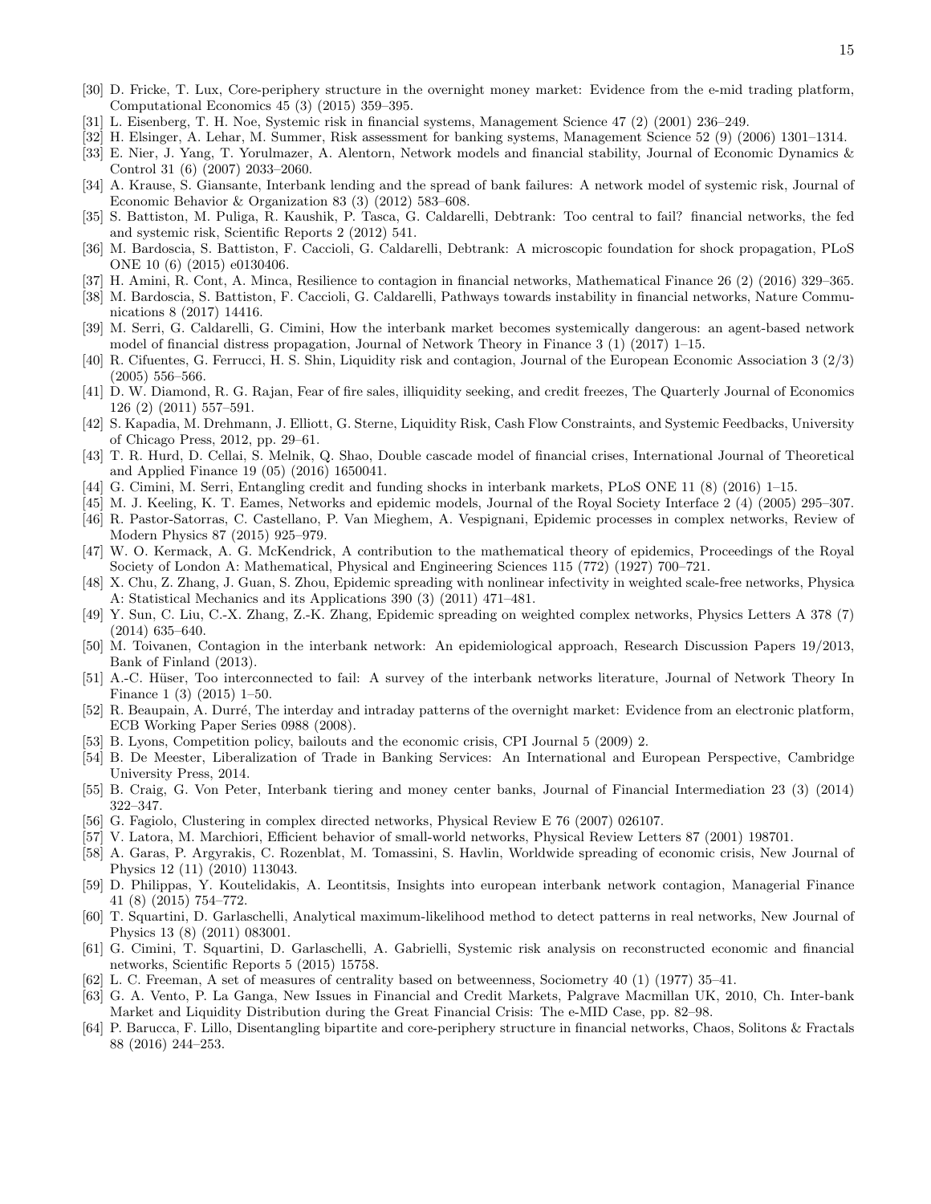[30] D. Fricke, T. Lux, Core-periphery structure in the overnight money market: Evidence from the e-mid trading platform, Computational Economics 45 (3) (2015) 359–395.

[31] L. Eisenberg, T. H. Noe, Systemic risk in financial systems, Management Science 47 (2) (2001) 236–249.

[32] H. Elsinger, A. Lehar, M. Summer, Risk assessment for banking systems, Management Science 52 (9) (2006) 1301–1314.

[33] E. Nier, J. Yang, T. Yorulmazer, A. Alentorn, Network models and financial stability, Journal of Economic Dynamics & Control 31 (6) (2007) 2033–2060.

[34] A. Krause, S. Giansante, Interbank lending and the spread of bank failures: A network model of systemic risk, Journal of Economic Behavior & Organization 83 (3) (2012) 583–608.

[35] S. Battiston, M. Puliga, R. Kaushik, P. Tasca, G. Caldarelli, Debtrank: Too central to fail? financial networks, the fed and systemic risk, Scientific Reports 2 (2012) 541.

[36] M. Bardoscia, S. Battiston, F. Caccioli, G. Caldarelli, Debtrank: A microscopic foundation for shock propagation, PLoS ONE 10 (6) (2015) e0130406.

[37] H. Amini, R. Cont, A. Minca, Resilience to contagion in financial networks, Mathematical Finance 26 (2) (2016) 329–365.

[38] M. Bardoscia, S. Battiston, F. Caccioli, G. Caldarelli, Pathways towards instability in financial networks, Nature Communications 8 (2017) 14416.

[39] M. Serri, G. Caldarelli, G. Cimini, How the interbank market becomes systemically dangerous: an agent-based network model of financial distress propagation, Journal of Network Theory in Finance 3 (1) (2017) 1–15.

[40] R. Cifuentes, G. Ferrucci, H. S. Shin, Liquidity risk and contagion, Journal of the European Economic Association 3 (2/3) (2005) 556–566.

[41] D. W. Diamond, R. G. Rajan, Fear of fire sales, illiquidity seeking, and credit freezes, The Quarterly Journal of Economics 126 (2) (2011) 557–591.

[42] S. Kapadia, M. Drehmann, J. Elliott, G. Sterne, Liquidity Risk, Cash Flow Constraints, and Systemic Feedbacks, University of Chicago Press, 2012, pp. 29–61.

[43] T. R. Hurd, D. Cellai, S. Melnik, Q. Shao, Double cascade model of financial crises, International Journal of Theoretical and Applied Finance 19 (05) (2016) 1650041.

[44] G. Cimini, M. Serri, Entangling credit and funding shocks in interbank markets, PLoS ONE 11 (8) (2016) 1–15.

[45] M. J. Keeling, K. T. Eames, Networks and epidemic models, Journal of the Royal Society Interface 2 (4) (2005) 295–307.

[46] R. Pastor-Satorras, C. Castellano, P. Van Mieghem, A. Vespignani, Epidemic processes in complex networks, Review of Modern Physics 87 (2015) 925–979.

[47] W. O. Kermack, A. G. McKendrick, A contribution to the mathematical theory of epidemics, Proceedings of the Royal Society of London A: Mathematical, Physical and Engineering Sciences 115 (772) (1927) 700–721.

[48] X. Chu, Z. Zhang, J. Guan, S. Zhou, Epidemic spreading with nonlinear infectivity in weighted scale-free networks, Physica A: Statistical Mechanics and its Applications 390 (3) (2011) 471–481.

[49] Y. Sun, C. Liu, C.-X. Zhang, Z.-K. Zhang, Epidemic spreading on weighted complex networks, Physics Letters A 378 (7) (2014) 635–640.

[50] M. Toivanen, Contagion in the interbank network: An epidemiological approach, Research Discussion Papers 19/2013, Bank of Finland (2013).

[51] A.-C. Hüser, Too interconnected to fail: A survey of the interbank networks literature, Journal of Network Theory In Finance 1 (3) (2015) 1–50.

[52] R. Beaupain, A. Durré, The interday and intraday patterns of the overnight market: Evidence from an electronic platform, ECB Working Paper Series 0988 (2008).

[53] B. Lyons, Competition policy, bailouts and the economic crisis, CPI Journal 5 (2009) 2.

[54] B. De Meester, Liberalization of Trade in Banking Services: An International and European Perspective, Cambridge University Press, 2014.

[55] B. Craig, G. Von Peter, Interbank tiering and money center banks, Journal of Financial Intermediation 23 (3) (2014) 322–347.

[56] G. Fagiolo, Clustering in complex directed networks, Physical Review E 76 (2007) 026107.

[57] V. Latora, M. Marchiori, Efficient behavior of small-world networks, Physical Review Letters 87 (2001) 198701.

[58] A. Garas, P. Argyrakis, C. Rozenblat, M. Tomassini, S. Havlin, Worldwide spreading of economic crisis, New Journal of Physics 12 (11) (2010) 113043.

[59] D. Philippas, Y. Koutelidakis, A. Leontitsis, Insights into european interbank network contagion, Managerial Finance 41 (8) (2015) 754–772.

[60] T. Squartini, D. Garlaschelli, Analytical maximum-likelihood method to detect patterns in real networks, New Journal of Physics 13 (8) (2011) 083001.

[61] G. Cimini, T. Squartini, D. Garlaschelli, A. Gabrielli, Systemic risk analysis on reconstructed economic and financial networks, Scientific Reports 5 (2015) 15758.

[62] L. C. Freeman, A set of measures of centrality based on betweenness, Sociometry 40 (1) (1977) 35–41.

[63] G. A. Vento, P. La Ganga, New Issues in Financial and Credit Markets, Palgrave Macmillan UK, 2010, Ch. Inter-bank Market and Liquidity Distribution during the Great Financial Crisis: The e-MID Case, pp. 82–98.

[64] P. Barucca, F. Lillo, Disentangling bipartite and core-periphery structure in financial networks, Chaos, Solitons & Fractals 88 (2016) 244–253.